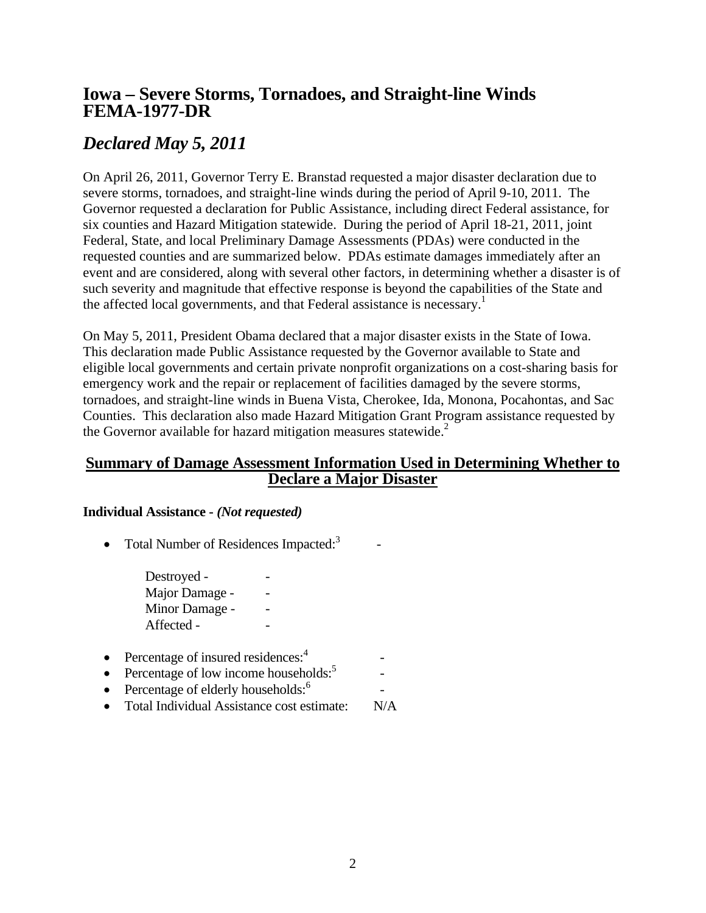# Iowa – Severe Storms, Tornadoes, and Straight-line Winds FEMA-1977-DR

## *Declared May 5, 2011*

On April 26, 2011, Governor Terry E. Branstad requested a major disaster declaration due to severe storms, tornadoes, and straight-line winds during the period of April 9-10, 2011. The Governor requested a declaration for Public Assistance, including direct Federal assistance, for six counties and Hazard Mitigation statewide. During the period of April 18-21, 2011, joint Federal, State, and local Preliminary Damage Assessments (PDAs) were conducted in the requested counties and are summarized below. PDAs estimate damages immediately after an event and are considered, along with several other factors, in determining whether a disaster is of such severity and magnitude that effective response is beyond the capabilities of the State and the affected local governments, and that Federal assistance is necessary.[1]

On May 5, 2011, President Obama declared that a major disaster exists in the State of Iowa. This declaration made Public Assistance requested by the Governor available to State and eligible local governments and certain private nonprofit organizations on a cost-sharing basis for emergency work and the repair or replacement of facilities damaged by the severe storms, tornadoes, and straight-line winds in Buena Vista, Cherokee, Ida, Monona, Pocahontas, and Sac Counties. This declaration also made Hazard Mitigation Grant Program assistance requested by the Governor available for hazard mitigation measures statewide.[2]

## Summary of Damage Assessment Information Used in Determining Whether to Declare a Major Disaster

**Individual Assistance -** ***(Not requested)***

- Total Number of Residences Impacted:[3] -

  Destroyed - -
  Major Damage - -
  Minor Damage - -
  Affected - -

- Percentage of insured residences:[4] -
- Percentage of low income households:[5] -
- Percentage of elderly households:[6] -
- Total Individual Assistance cost estimate: N/A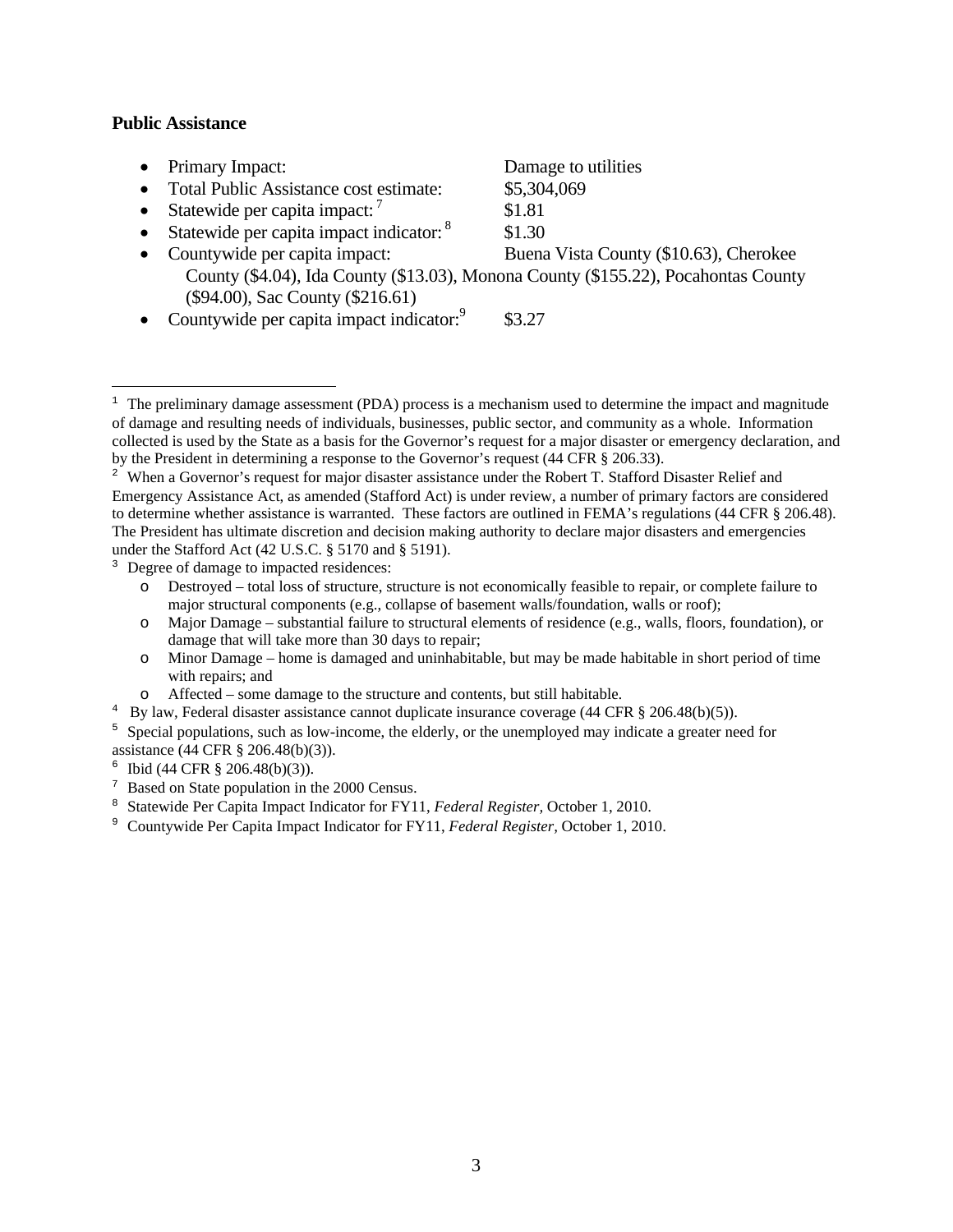**Public Assistance**

- Primary Impact: Damage to utilities
- Total Public Assistance cost estimate: $5,304,069
- Statewide per capita impact:[7] $1.81
- Statewide per capita impact indicator:[8] $1.30
- Countywide per capita impact: Buena Vista County ($10.63), Cherokee County ($4.04), Ida County ($13.03), Monona County ($155.22), Pocahontas County ($94.00), Sac County ($216.61)
- Countywide per capita impact indicator:[9] $3.27

---

[1] The preliminary damage assessment (PDA) process is a mechanism used to determine the impact and magnitude of damage and resulting needs of individuals, businesses, public sector, and community as a whole. Information collected is used by the State as a basis for the Governor's request for a major disaster or emergency declaration, and by the President in determining a response to the Governor's request (44 CFR § 206.33).

[2] When a Governor's request for major disaster assistance under the Robert T. Stafford Disaster Relief and Emergency Assistance Act, as amended (Stafford Act) is under review, a number of primary factors are considered to determine whether assistance is warranted. These factors are outlined in FEMA's regulations (44 CFR § 206.48). The President has ultimate discretion and decision making authority to declare major disasters and emergencies under the Stafford Act (42 U.S.C. § 5170 and § 5191).

[3] Degree of damage to impacted residences:

- Destroyed – total loss of structure, structure is not economically feasible to repair, or complete failure to major structural components (e.g., collapse of basement walls/foundation, walls or roof);
- Major Damage – substantial failure to structural elements of residence (e.g., walls, floors, foundation), or damage that will take more than 30 days to repair;
- Minor Damage – home is damaged and uninhabitable, but may be made habitable in short period of time with repairs; and
- Affected – some damage to the structure and contents, but still habitable.

[4] By law, Federal disaster assistance cannot duplicate insurance coverage (44 CFR § 206.48(b)(5)).

[5] Special populations, such as low-income, the elderly, or the unemployed may indicate a greater need for assistance (44 CFR § 206.48(b)(3)).

[6] Ibid (44 CFR § 206.48(b)(3)).

[7] Based on State population in the 2000 Census.

[8] Statewide Per Capita Impact Indicator for FY11, *Federal Register*, October 1, 2010.

[9] Countywide Per Capita Impact Indicator for FY11, *Federal Register*, October 1, 2010.